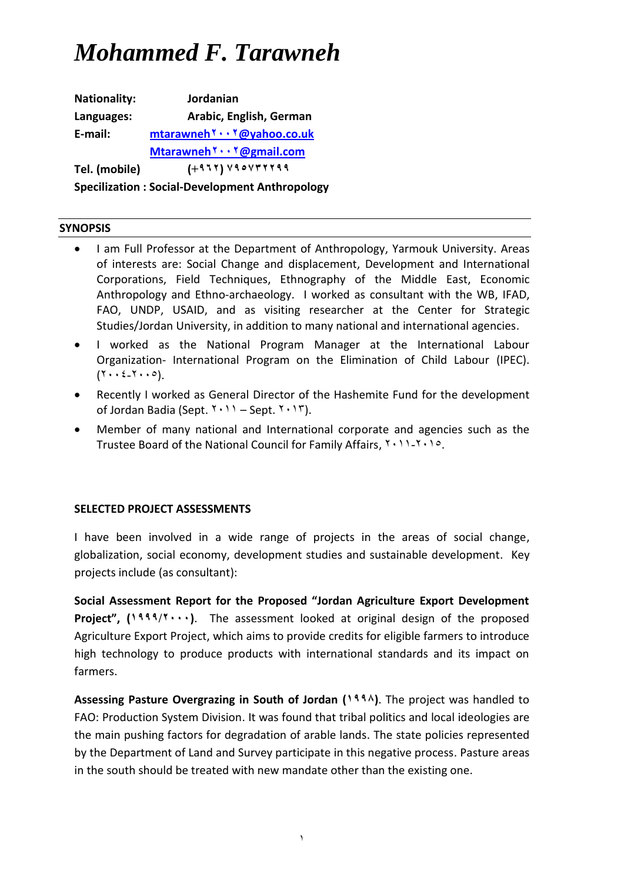# *Mohammed F. Tarawneh*

**Nationality:** **Jordanian**
**Languages:** **Arabic, English, German**
**E-mail:** **mtarawneh٢٠٠٢@yahoo.co.uk**
**Mtarawneh٢٠٠٢@gmail.com**
**Tel. (mobile)** **(+٩٦٢) ٧٩٥٧٣٢٢٩٩**
**Specilization : Social-Development Anthropology**

## SYNOPSIS

- I am Full Professor at the Department of Anthropology, Yarmouk University. Areas of interests are: Social Change and displacement, Development and International Corporations, Field Techniques, Ethnography of the Middle East, Economic Anthropology and Ethno-archaeology. I worked as consultant with the WB, IFAD, FAO, UNDP, USAID, and as visiting researcher at the Center for Strategic Studies/Jordan University, in addition to many national and international agencies.
- I worked as the National Program Manager at the International Labour Organization- International Program on the Elimination of Child Labour (IPEC). (٢٠٠٤-٢٠٠٥).
- Recently I worked as General Director of the Hashemite Fund for the development of Jordan Badia (Sept. ٢٠١١ – Sept. ٢٠١٣).
- Member of many national and International corporate and agencies such as the Trustee Board of the National Council for Family Affairs, ٢٠١١-٢٠١٥.

## SELECTED PROJECT ASSESSMENTS

I have been involved in a wide range of projects in the areas of social change, globalization, social economy, development studies and sustainable development. Key projects include (as consultant):

**Social Assessment Report for the Proposed "Jordan Agriculture Export Development Project", (١٩٩٩/٢٠٠٠)**. The assessment looked at original design of the proposed Agriculture Export Project, which aims to provide credits for eligible farmers to introduce high technology to produce products with international standards and its impact on farmers.

**Assessing Pasture Overgrazing in South of Jordan (١٩٩٨)**. The project was handled to FAO: Production System Division. It was found that tribal politics and local ideologies are the main pushing factors for degradation of arable lands. The state policies represented by the Department of Land and Survey participate in this negative process. Pasture areas in the south should be treated with new mandate other than the existing one.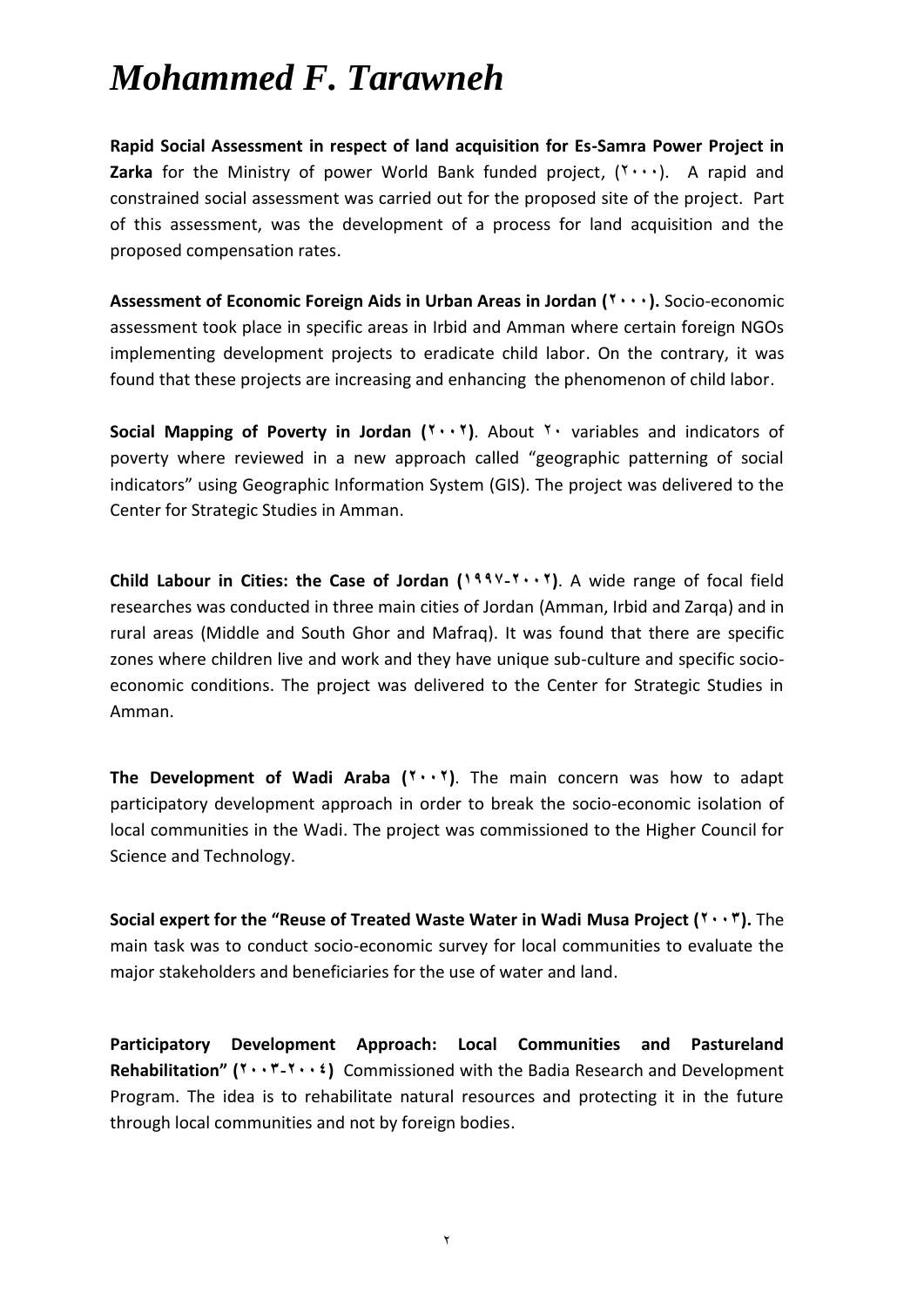# *Mohammed F. Tarawneh*

**Rapid Social Assessment in respect of land acquisition for Es-Samra Power Project in Zarka** for the Ministry of power World Bank funded project, (٢٠٠٠). A rapid and constrained social assessment was carried out for the proposed site of the project. Part of this assessment, was the development of a process for land acquisition and the proposed compensation rates.

**Assessment of Economic Foreign Aids in Urban Areas in Jordan (٢٠٠٠).** Socio-economic assessment took place in specific areas in Irbid and Amman where certain foreign NGOs implementing development projects to eradicate child labor. On the contrary, it was found that these projects are increasing and enhancing the phenomenon of child labor.

**Social Mapping of Poverty in Jordan (٢٠٠٢)**. About ٢٠ variables and indicators of poverty where reviewed in a new approach called "geographic patterning of social indicators" using Geographic Information System (GIS). The project was delivered to the Center for Strategic Studies in Amman.

**Child Labour in Cities: the Case of Jordan (١٩٩٧-٢٠٠٢)**. A wide range of focal field researches was conducted in three main cities of Jordan (Amman, Irbid and Zarqa) and in rural areas (Middle and South Ghor and Mafraq). It was found that there are specific zones where children live and work and they have unique sub-culture and specific socio-economic conditions. The project was delivered to the Center for Strategic Studies in Amman.

**The Development of Wadi Araba (٢٠٠٢)**. The main concern was how to adapt participatory development approach in order to break the socio-economic isolation of local communities in the Wadi. The project was commissioned to the Higher Council for Science and Technology.

**Social expert for the "Reuse of Treated Waste Water in Wadi Musa Project (٢٠٠٣).** The main task was to conduct socio-economic survey for local communities to evaluate the major stakeholders and beneficiaries for the use of water and land.

**Participatory Development Approach: Local Communities and Pastureland Rehabilitation" (٢٠٠٣-٢٠٠٤)** Commissioned with the Badia Research and Development Program. The idea is to rehabilitate natural resources and protecting it in the future through local communities and not by foreign bodies.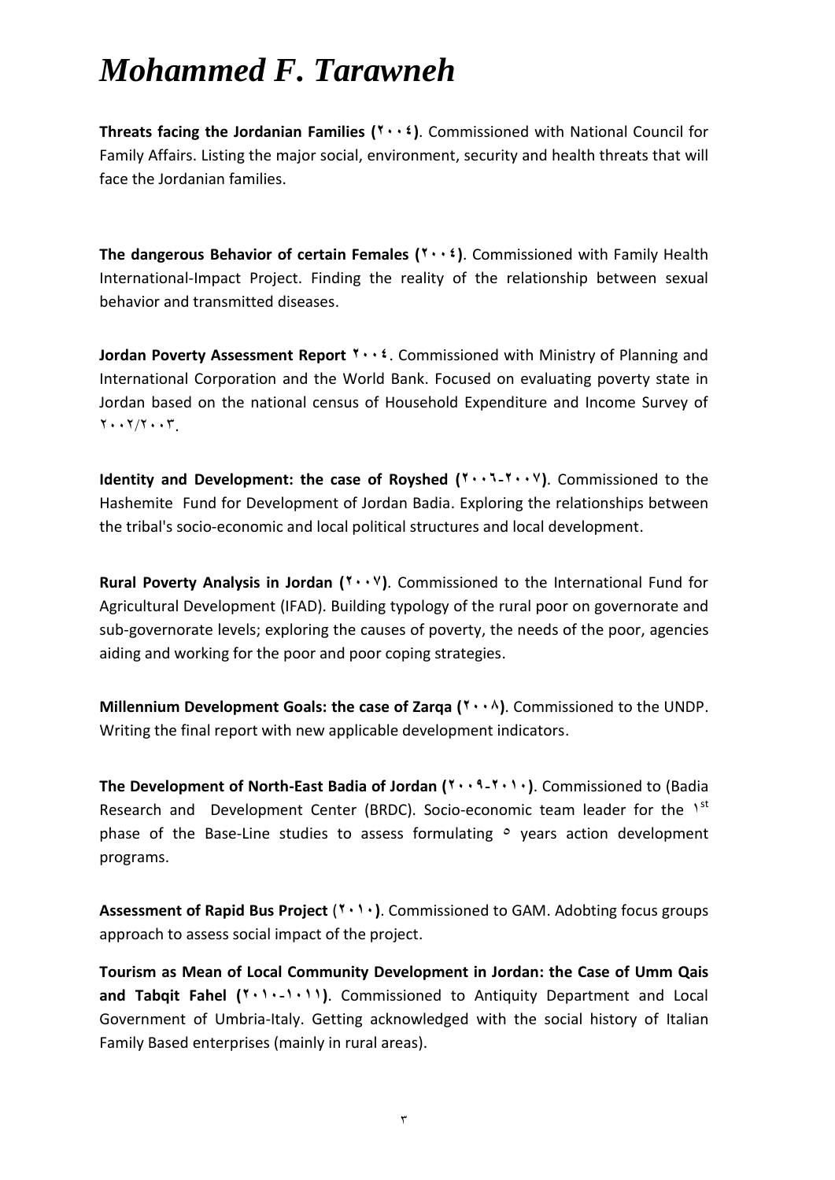# *Mohammed F. Tarawneh*

**Threats facing the Jordanian Families (٢٠٠٤)**. Commissioned with National Council for Family Affairs. Listing the major social, environment, security and health threats that will face the Jordanian families.

**The dangerous Behavior of certain Females (٢٠٠٤)**. Commissioned with Family Health International-Impact Project. Finding the reality of the relationship between sexual behavior and transmitted diseases.

**Jordan Poverty Assessment Report ٢٠٠٤**. Commissioned with Ministry of Planning and International Corporation and the World Bank. Focused on evaluating poverty state in Jordan based on the national census of Household Expenditure and Income Survey of ٢٠٠٢/٢٠٠٣.

**Identity and Development: the case of Royshed (٢٠٠٦-٢٠٠٧)**. Commissioned to the Hashemite Fund for Development of Jordan Badia. Exploring the relationships between the tribal's socio-economic and local political structures and local development.

**Rural Poverty Analysis in Jordan (٢٠٠٧)**. Commissioned to the International Fund for Agricultural Development (IFAD). Building typology of the rural poor on governorate and sub-governorate levels; exploring the causes of poverty, the needs of the poor, agencies aiding and working for the poor and poor coping strategies.

**Millennium Development Goals: the case of Zarqa (٢٠٠٨)**. Commissioned to the UNDP. Writing the final report with new applicable development indicators.

**The Development of North-East Badia of Jordan (٢٠٠٩-٢٠١٠)**. Commissioned to (Badia Research and Development Center (BRDC). Socio-economic team leader for the ١st phase of the Base-Line studies to assess formulating ٥ years action development programs.

**Assessment of Rapid Bus Project (٢٠١٠)**. Commissioned to GAM. Adobting focus groups approach to assess social impact of the project.

**Tourism as Mean of Local Community Development in Jordan: the Case of Umm Qais and Tabqit Fahel (٢٠١٠-١٠١١)**. Commissioned to Antiquity Department and Local Government of Umbria-Italy. Getting acknowledged with the social history of Italian Family Based enterprises (mainly in rural areas).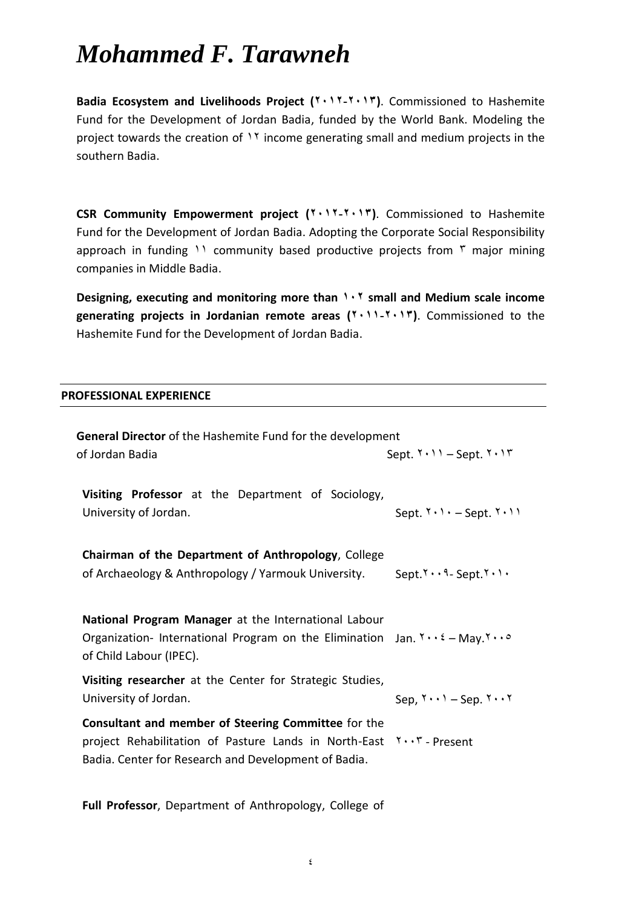# *Mohammed F. Tarawneh*

**Badia Ecosystem and Livelihoods Project (٢٠١٢-٢٠١٣)**. Commissioned to Hashemite Fund for the Development of Jordan Badia, funded by the World Bank. Modeling the project towards the creation of ١٢ income generating small and medium projects in the southern Badia.

**CSR Community Empowerment project (٢٠١٢-٢٠١٣)**. Commissioned to Hashemite Fund for the Development of Jordan Badia. Adopting the Corporate Social Responsibility approach in funding ١١ community based productive projects from ٣ major mining companies in Middle Badia.

**Designing, executing and monitoring more than ١٠٢ small and Medium scale income generating projects in Jordanian remote areas (٢٠١١-٢٠١٣)**. Commissioned to the Hashemite Fund for the Development of Jordan Badia.

## PROFESSIONAL EXPERIENCE

| | |
|---|---|
| **General Director** of the Hashemite Fund for the development of Jordan Badia | Sept. ٢٠١١ – Sept. ٢٠١٣ |
| **Visiting Professor** at the Department of Sociology, University of Jordan. | Sept. ٢٠١٠ – Sept. ٢٠١١ |
| **Chairman of the Department of Anthropology**, College of Archaeology & Anthropology / Yarmouk University. | Sept.٢٠٠٩- Sept.٢٠١٠ |
| **National Program Manager** at the International Labour Organization- International Program on the Elimination of Child Labour (IPEC). | Jan. ٢٠٠٤ – May.٢٠٠٥ |
| **Visiting researcher** at the Center for Strategic Studies, University of Jordan. | Sep, ٢٠٠١ – Sep. ٢٠٠٢ |
| **Consultant and member of Steering Committee** for the project Rehabilitation of Pasture Lands in North-East Badia. Center for Research and Development of Badia. | ٢٠٠٣ - Present |

**Full Professor**, Department of Anthropology, College of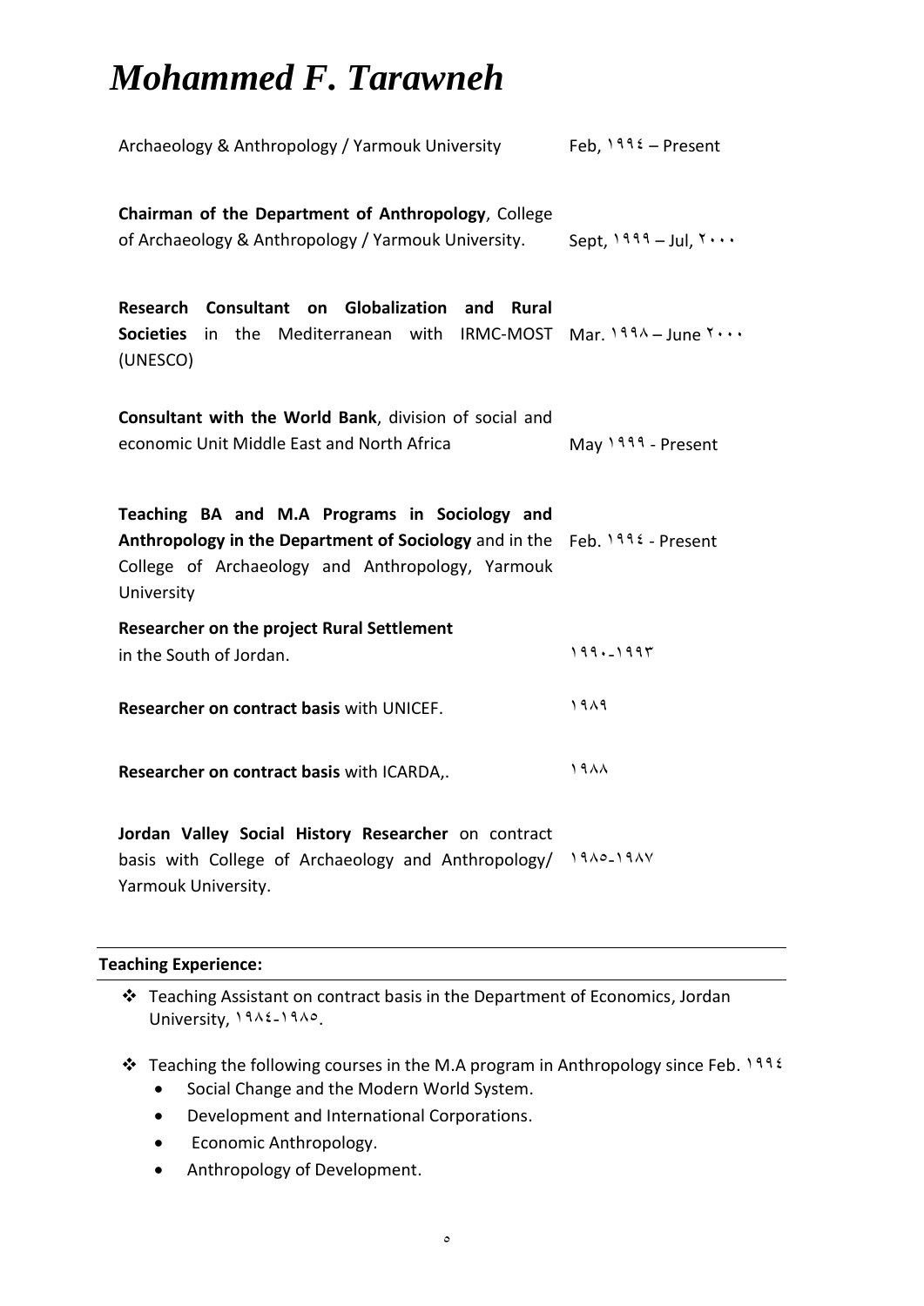# *Mohammed F. Tarawneh*

| | |
|---|---|
| Archaeology & Anthropology / Yarmouk University | Feb, ١٩٩٤ – Present |
| **Chairman of the Department of Anthropology**, College of Archaeology & Anthropology / Yarmouk University. | Sept, ١٩٩٩ – Jul, ٢٠٠٠ |
| **Research Consultant on Globalization and Rural Societies** in the Mediterranean with IRMC-MOST (UNESCO) | Mar. ١٩٩٨ – June ٢٠٠٠ |
| **Consultant with the World Bank**, division of social and economic Unit Middle East and North Africa | May ١٩٩٩ - Present |
| **Teaching BA and M.A Programs in Sociology and Anthropology in the Department of Sociology** and in the College of Archaeology and Anthropology, Yarmouk University | Feb. ١٩٩٤ - Present |
| **Researcher on the project Rural Settlement** in the South of Jordan. | ١٩٩٠-١٩٩٣ |
| **Researcher on contract basis** with UNICEF. | ١٩٨٩ |
| **Researcher on contract basis** with ICARDA,. | ١٩٨٨ |
| **Jordan Valley Social History Researcher** on contract basis with College of Archaeology and Anthropology/ Yarmouk University. | ١٩٨٥-١٩٨٧ |

---

**Teaching Experience:**

---

- Teaching Assistant on contract basis in the Department of Economics, Jordan University, ١٩٨٤-١٩٨٥.
- Teaching the following courses in the M.A program in Anthropology since Feb. ١٩٩٤
  - Social Change and the Modern World System.
  - Development and International Corporations.
  - Economic Anthropology.
  - Anthropology of Development.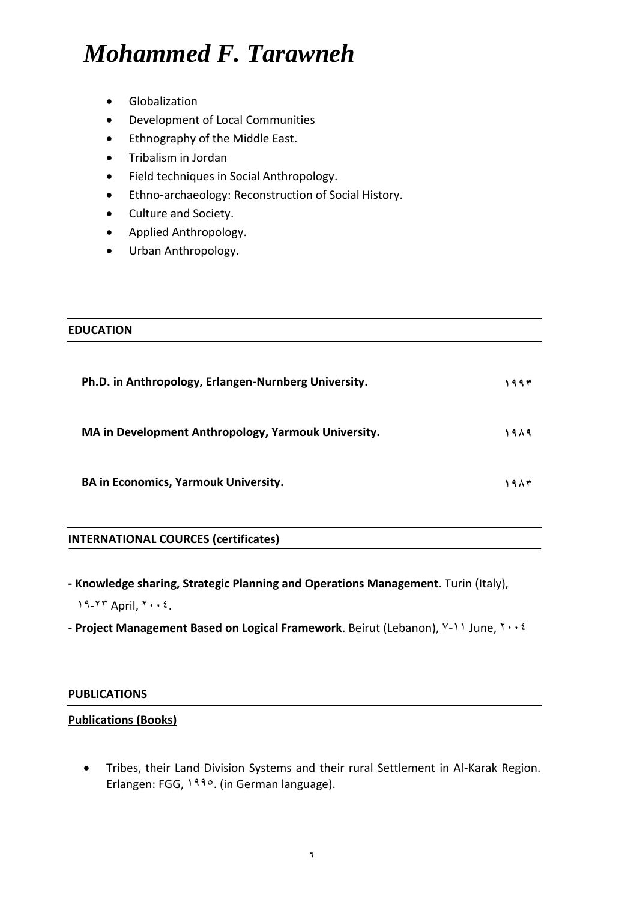# *Mohammed F. Tarawneh*

- Globalization
- Development of Local Communities
- Ethnography of the Middle East.
- Tribalism in Jordan
- Field techniques in Social Anthropology.
- Ethno-archaeology: Reconstruction of Social History.
- Culture and Society.
- Applied Anthropology.
- Urban Anthropology.

## EDUCATION

**Ph.D. in Anthropology, Erlangen-Nurnberg University.** **١٩٩٣**

**MA in Development Anthropology, Yarmouk University.** **١٩٨٩**

**BA in Economics, Yarmouk University.** **١٩٨٣**

## INTERNATIONAL COURCES (certificates)

- **Knowledge sharing, Strategic Planning and Operations Management**. Turin (Italy), ١٩-٢٣ April, ٢٠٠٤.

- **Project Management Based on Logical Framework**. Beirut (Lebanon), ٧-١١ June, ٢٠٠٤

## PUBLICATIONS

### Publications (Books)

- Tribes, their Land Division Systems and their rural Settlement in Al-Karak Region. Erlangen: FGG, ١٩٩٥. (in German language).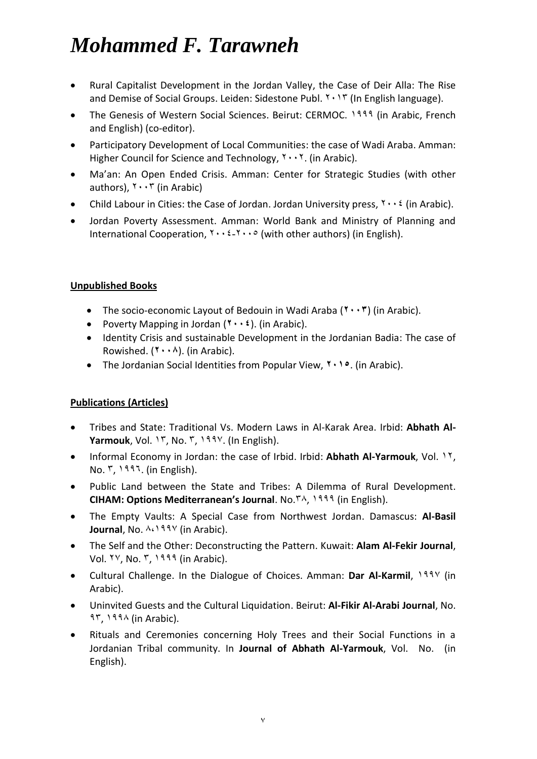# *Mohammed F. Tarawneh*

- Rural Capitalist Development in the Jordan Valley, the Case of Deir Alla: The Rise and Demise of Social Groups. Leiden: Sidestone Publ. ٢٠١٣ (In English language).
- The Genesis of Western Social Sciences. Beirut: CERMOC. ١٩٩٩ (in Arabic, French and English) (co-editor).
- Participatory Development of Local Communities: the case of Wadi Araba. Amman: Higher Council for Science and Technology, ٢٠٠٢. (in Arabic).
- Ma'an: An Open Ended Crisis. Amman: Center for Strategic Studies (with other authors), ٢٠٠٣ (in Arabic)
- Child Labour in Cities: the Case of Jordan. Jordan University press, ٢٠٠٤ (in Arabic).
- Jordan Poverty Assessment. Amman: World Bank and Ministry of Planning and International Cooperation, ٢٠٠٤-٢٠٠٥ (with other authors) (in English).

**Unpublished Books**

- The socio-economic Layout of Bedouin in Wadi Araba (٢٠٠٣) (in Arabic).
- Poverty Mapping in Jordan (٢٠٠٤). (in Arabic).
- Identity Crisis and sustainable Development in the Jordanian Badia: The case of Rowished. (٢٠٠٨). (in Arabic).
- The Jordanian Social Identities from Popular View, ٢٠١٥. (in Arabic).

**Publications (Articles)**

- Tribes and State: Traditional Vs. Modern Laws in Al-Karak Area. Irbid: **Abhath Al-Yarmouk**, Vol. ١٣, No. ٣, ١٩٩٧. (In English).
- Informal Economy in Jordan: the case of Irbid. Irbid: **Abhath Al-Yarmouk**, Vol. ١٢, No. ٣, ١٩٩٦. (in English).
- Public Land between the State and Tribes: A Dilemma of Rural Development. **CIHAM: Options Mediterranean's Journal**. No.٣٨, ١٩٩٩ (in English).
- The Empty Vaults: A Special Case from Northwest Jordan. Damascus: **Al-Basil Journal**, No. ٨،١٩٩٧ (in Arabic).
- The Self and the Other: Deconstructing the Pattern. Kuwait: **Alam Al-Fekir Journal**, Vol. ٢٧, No. ٣, ١٩٩٩ (in Arabic).
- Cultural Challenge. In the Dialogue of Choices. Amman: **Dar Al-Karmil**, ١٩٩٧ (in Arabic).
- Uninvited Guests and the Cultural Liquidation. Beirut: **Al-Fikir Al-Arabi Journal**, No. ٩٣, ١٩٩٨ (in Arabic).
- Rituals and Ceremonies concerning Holy Trees and their Social Functions in a Jordanian Tribal community. In **Journal of Abhath Al-Yarmouk**, Vol. No. (in English).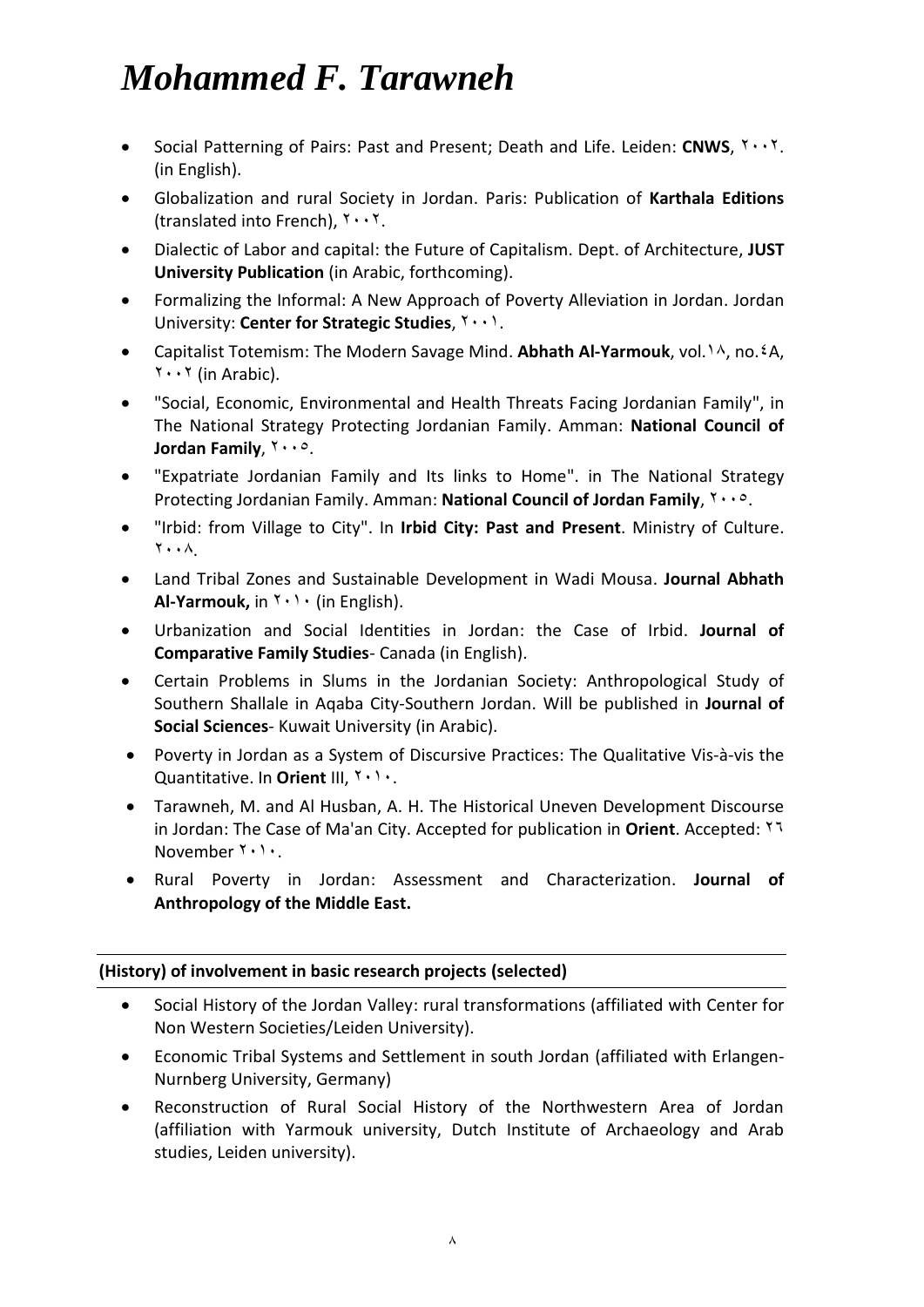# *Mohammed F. Tarawneh*

- Social Patterning of Pairs: Past and Present; Death and Life. Leiden: **CNWS**, ٢٠٠٢. (in English).
- Globalization and rural Society in Jordan. Paris: Publication of **Karthala Editions** (translated into French), ٢٠٠٢.
- Dialectic of Labor and capital: the Future of Capitalism. Dept. of Architecture, **JUST University Publication** (in Arabic, forthcoming).
- Formalizing the Informal: A New Approach of Poverty Alleviation in Jordan. Jordan University: **Center for Strategic Studies**, ٢٠٠١.
- Capitalist Totemism: The Modern Savage Mind. **Abhath Al-Yarmouk**, vol.١٨, no.٤A, ٢٠٠٢ (in Arabic).
- "Social, Economic, Environmental and Health Threats Facing Jordanian Family", in The National Strategy Protecting Jordanian Family. Amman: **National Council of Jordan Family**, ٢٠٠٥.
- "Expatriate Jordanian Family and Its links to Home". in The National Strategy Protecting Jordanian Family. Amman: **National Council of Jordan Family**, ٢٠٠٥.
- "Irbid: from Village to City". In **Irbid City: Past and Present**. Ministry of Culture. ٢٠٠٨.
- Land Tribal Zones and Sustainable Development in Wadi Mousa. **Journal Abhath Al-Yarmouk,** in ٢٠١٠ (in English).
- Urbanization and Social Identities in Jordan: the Case of Irbid. **Journal of Comparative Family Studies**- Canada (in English).
- Certain Problems in Slums in the Jordanian Society: Anthropological Study of Southern Shallale in Aqaba City-Southern Jordan. Will be published in **Journal of Social Sciences**- Kuwait University (in Arabic).
- Poverty in Jordan as a System of Discursive Practices: The Qualitative Vis-à-vis the Quantitative. In **Orient** III, ٢٠١٠.
- Tarawneh, M. and Al Husban, A. H. The Historical Uneven Development Discourse in Jordan: The Case of Ma'an City. Accepted for publication in **Orient**. Accepted: ٢٦ November ٢٠١٠.
- Rural Poverty in Jordan: Assessment and Characterization. **Journal of Anthropology of the Middle East.**

## (History) of involvement in basic research projects (selected)

- Social History of the Jordan Valley: rural transformations (affiliated with Center for Non Western Societies/Leiden University).
- Economic Tribal Systems and Settlement in south Jordan (affiliated with Erlangen-Nurnberg University, Germany)
- Reconstruction of Rural Social History of the Northwestern Area of Jordan (affiliation with Yarmouk university, Dutch Institute of Archaeology and Arab studies, Leiden university).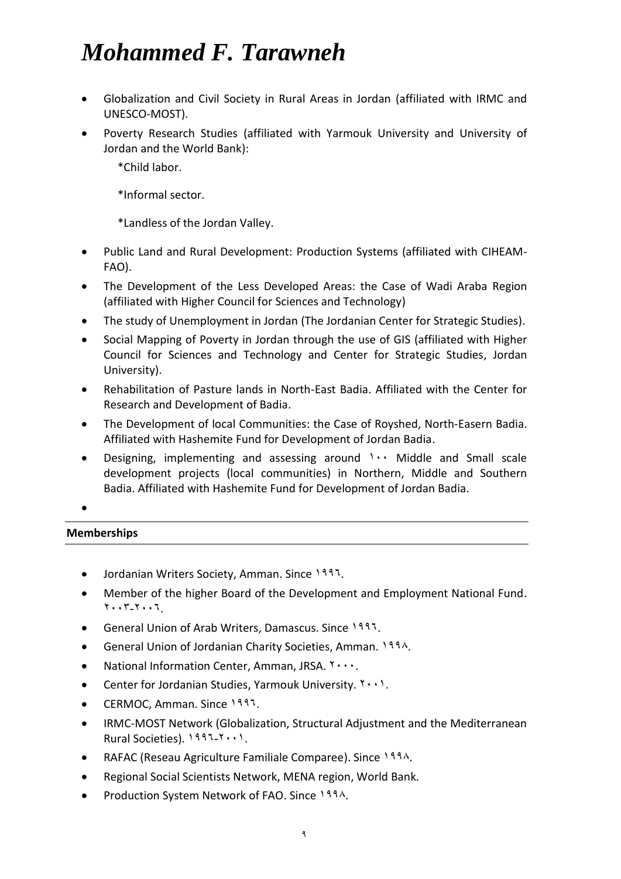# *Mohammed F. Tarawneh*

- Globalization and Civil Society in Rural Areas in Jordan (affiliated with IRMC and UNESCO-MOST).
- Poverty Research Studies (affiliated with Yarmouk University and University of Jordan and the World Bank):

  *Child labor.

  *Informal sector.

  *Landless of the Jordan Valley.
- Public Land and Rural Development: Production Systems (affiliated with CIHEAM-FAO).
- The Development of the Less Developed Areas: the Case of Wadi Araba Region (affiliated with Higher Council for Sciences and Technology)
- The study of Unemployment in Jordan (The Jordanian Center for Strategic Studies).
- Social Mapping of Poverty in Jordan through the use of GIS (affiliated with Higher Council for Sciences and Technology and Center for Strategic Studies, Jordan University).
- Rehabilitation of Pasture lands in North-East Badia. Affiliated with the Center for Research and Development of Badia.
- The Development of local Communities: the Case of Royshed, North-Easern Badia. Affiliated with Hashemite Fund for Development of Jordan Badia.
- Designing, implementing and assessing around ١٠٠ Middle and Small scale development projects (local communities) in Northern, Middle and Southern Badia. Affiliated with Hashemite Fund for Development of Jordan Badia.
- 

**Memberships**

- Jordanian Writers Society, Amman. Since ١٩٩٦.
- Member of the higher Board of the Development and Employment National Fund. ٢٠٠٣-٢٠٠٦.
- General Union of Arab Writers, Damascus. Since ١٩٩٦.
- General Union of Jordanian Charity Societies, Amman. ١٩٩٨.
- National Information Center, Amman, JRSA. ٢٠٠٠.
- Center for Jordanian Studies, Yarmouk University. ٢٠٠١.
- CERMOC, Amman. Since ١٩٩٦.
- IRMC-MOST Network (Globalization, Structural Adjustment and the Mediterranean Rural Societies). ١٩٩٦-٢٠٠١.
- RAFAC (Reseau Agriculture Familiale Comparee). Since ١٩٩٨.
- Regional Social Scientists Network, MENA region, World Bank.
- Production System Network of FAO. Since ١٩٩٨.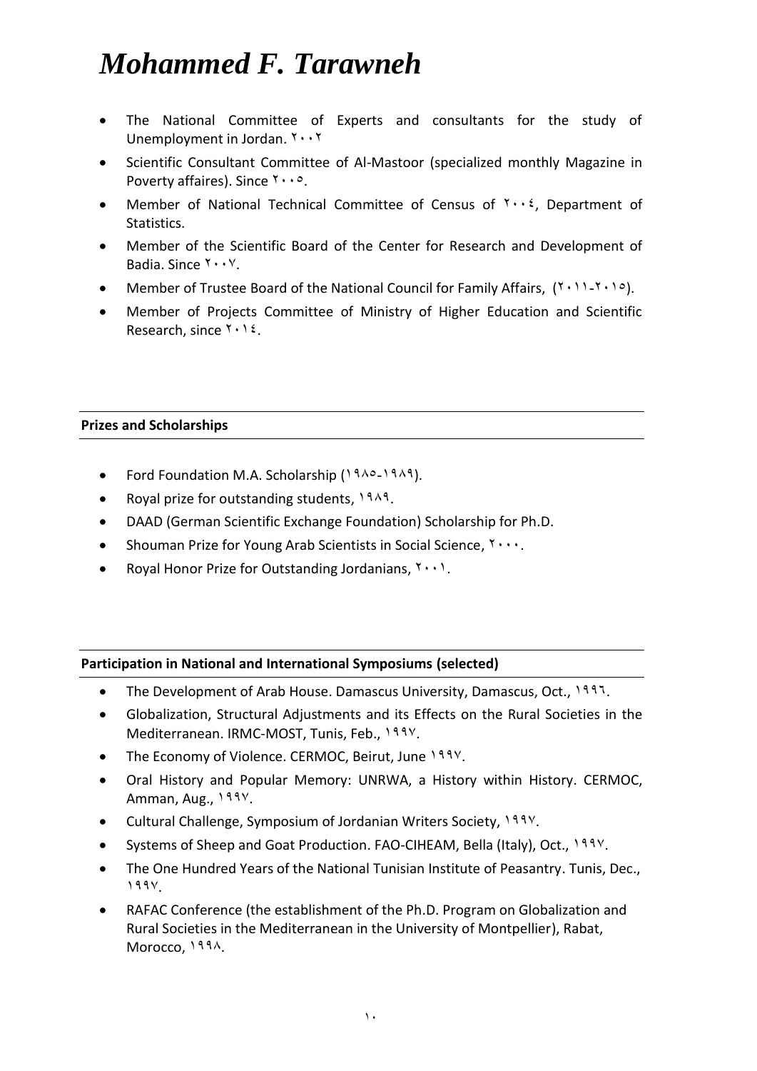# *Mohammed F. Tarawneh*

- The National Committee of Experts and consultants for the study of Unemployment in Jordan. ٢٠٠٢
- Scientific Consultant Committee of Al-Mastoor (specialized monthly Magazine in Poverty affaires). Since ٢٠٠٥.
- Member of National Technical Committee of Census of ٢٠٠٤, Department of Statistics.
- Member of the Scientific Board of the Center for Research and Development of Badia. Since ٢٠٠٧.
- Member of Trustee Board of the National Council for Family Affairs, (٢٠١١-٢٠١٥).
- Member of Projects Committee of Ministry of Higher Education and Scientific Research, since ٢٠١٤.

**Prizes and Scholarships**

- Ford Foundation M.A. Scholarship (١٩٨٥-١٩٨٩).
- Royal prize for outstanding students, ١٩٨٩.
- DAAD (German Scientific Exchange Foundation) Scholarship for Ph.D.
- Shouman Prize for Young Arab Scientists in Social Science, ٢٠٠٠.
- Royal Honor Prize for Outstanding Jordanians, ٢٠٠١.

**Participation in National and International Symposiums (selected)**

- The Development of Arab House. Damascus University, Damascus, Oct., ١٩٩٦.
- Globalization, Structural Adjustments and its Effects on the Rural Societies in the Mediterranean. IRMC-MOST, Tunis, Feb., ١٩٩٧.
- The Economy of Violence. CERMOC, Beirut, June ١٩٩٧.
- Oral History and Popular Memory: UNRWA, a History within History. CERMOC, Amman, Aug., ١٩٩٧.
- Cultural Challenge, Symposium of Jordanian Writers Society, ١٩٩٧.
- Systems of Sheep and Goat Production. FAO-CIHEAM, Bella (Italy), Oct., ١٩٩٧.
- The One Hundred Years of the National Tunisian Institute of Peasantry. Tunis, Dec., ١٩٩٧.
- RAFAC Conference (the establishment of the Ph.D. Program on Globalization and Rural Societies in the Mediterranean in the University of Montpellier), Rabat, Morocco, ١٩٩٨.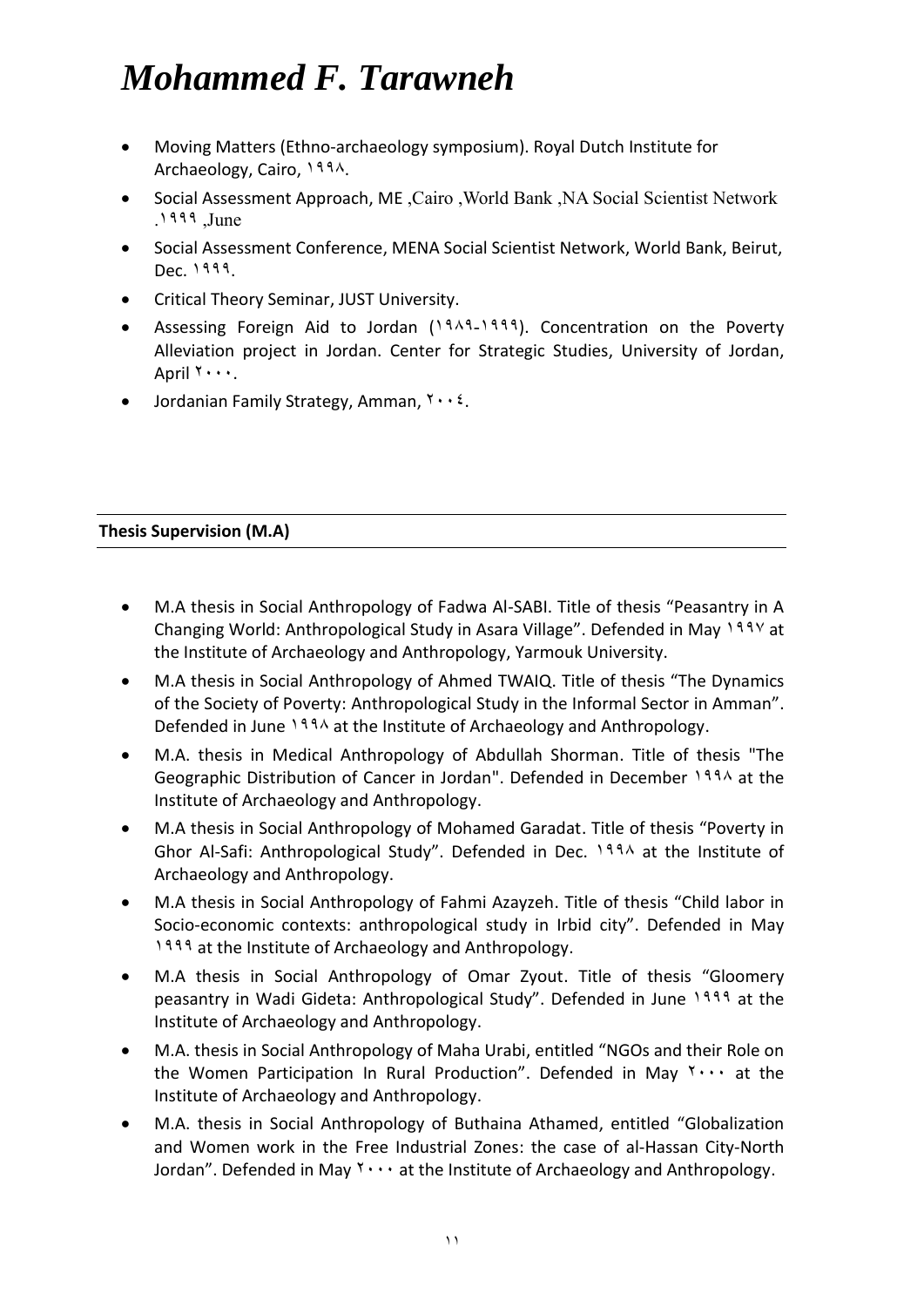# *Mohammed F. Tarawneh*

- Moving Matters (Ethno-archaeology symposium). Royal Dutch Institute for Archaeology, Cairo, ١٩٩٨.
- Social Assessment Approach, ME ,Cairo ,World Bank ,NA Social Scientist Network .١٩٩٩ ,June
- Social Assessment Conference, MENA Social Scientist Network, World Bank, Beirut, Dec. ١٩٩٩.
- Critical Theory Seminar, JUST University.
- Assessing Foreign Aid to Jordan (١٩٨٩-١٩٩٩). Concentration on the Poverty Alleviation project in Jordan. Center for Strategic Studies, University of Jordan, April ٢٠٠٠.
- Jordanian Family Strategy, Amman, ٢٠٠٤.

## **Thesis Supervision (M.A)**

- M.A thesis in Social Anthropology of Fadwa Al-SABI. Title of thesis "Peasantry in A Changing World: Anthropological Study in Asara Village". Defended in May ١٩٩٧ at the Institute of Archaeology and Anthropology, Yarmouk University.
- M.A thesis in Social Anthropology of Ahmed TWAIQ. Title of thesis "The Dynamics of the Society of Poverty: Anthropological Study in the Informal Sector in Amman". Defended in June ١٩٩٨ at the Institute of Archaeology and Anthropology.
- M.A. thesis in Medical Anthropology of Abdullah Shorman. Title of thesis "The Geographic Distribution of Cancer in Jordan". Defended in December ١٩٩٨ at the Institute of Archaeology and Anthropology.
- M.A thesis in Social Anthropology of Mohamed Garadat. Title of thesis "Poverty in Ghor Al-Safi: Anthropological Study". Defended in Dec. ١٩٩٨ at the Institute of Archaeology and Anthropology.
- M.A thesis in Social Anthropology of Fahmi Azayzeh. Title of thesis "Child labor in Socio-economic contexts: anthropological study in Irbid city". Defended in May ١٩٩٩ at the Institute of Archaeology and Anthropology.
- M.A thesis in Social Anthropology of Omar Zyout. Title of thesis "Gloomery peasantry in Wadi Gideta: Anthropological Study". Defended in June ١٩٩٩ at the Institute of Archaeology and Anthropology.
- M.A. thesis in Social Anthropology of Maha Urabi, entitled "NGOs and their Role on the Women Participation In Rural Production". Defended in May ٢٠٠٠ at the Institute of Archaeology and Anthropology.
- M.A. thesis in Social Anthropology of Buthaina Athamed, entitled "Globalization and Women work in the Free Industrial Zones: the case of al-Hassan City-North Jordan". Defended in May ٢٠٠٠ at the Institute of Archaeology and Anthropology.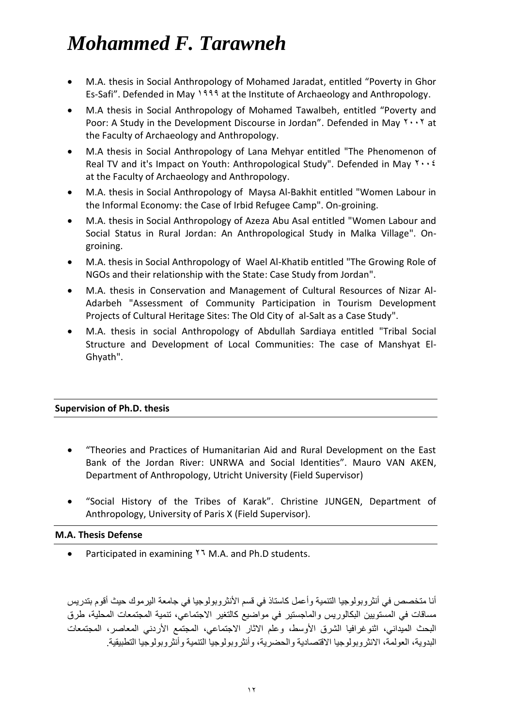# *Mohammed F. Tarawneh*

- M.A. thesis in Social Anthropology of Mohamed Jaradat, entitled "Poverty in Ghor Es-Safi". Defended in May ١٩٩٩ at the Institute of Archaeology and Anthropology.
- M.A thesis in Social Anthropology of Mohamed Tawalbeh, entitled "Poverty and Poor: A Study in the Development Discourse in Jordan". Defended in May ٢٠٠٢ at the Faculty of Archaeology and Anthropology.
- M.A thesis in Social Anthropology of Lana Mehyar entitled "The Phenomenon of Real TV and it's Impact on Youth: Anthropological Study". Defended in May ٢٠٠٤ at the Faculty of Archaeology and Anthropology.
- M.A. thesis in Social Anthropology of Maysa Al-Bakhit entitled "Women Labour in the Informal Economy: the Case of Irbid Refugee Camp". On-groining.
- M.A. thesis in Social Anthropology of Azeza Abu Asal entitled "Women Labour and Social Status in Rural Jordan: An Anthropological Study in Malka Village". On-groining.
- M.A. thesis in Social Anthropology of Wael Al-Khatib entitled "The Growing Role of NGOs and their relationship with the State: Case Study from Jordan".
- M.A. thesis in Conservation and Management of Cultural Resources of Nizar Al-Adarbeh "Assessment of Community Participation in Tourism Development Projects of Cultural Heritage Sites: The Old City of al-Salt as a Case Study".
- M.A. thesis in social Anthropology of Abdullah Sardiaya entitled "Tribal Social Structure and Development of Local Communities: The case of Manshyat El-Ghyath".

**Supervision of Ph.D. thesis**

- "Theories and Practices of Humanitarian Aid and Rural Development on the East Bank of the Jordan River: UNRWA and Social Identities". Mauro VAN AKEN, Department of Anthropology, Utricht University (Field Supervisor)
- "Social History of the Tribes of Karak". Christine JUNGEN, Department of Anthropology, University of Paris X (Field Supervisor).

**M.A. Thesis Defense**

- Participated in examining ٢٦ M.A. and Ph.D students.

أنا متخصص في أنثروبولوجيا التنمية وأعمل كاستاذ في قسم الأنثروبولوجيا في جامعة اليرموك حيث أقوم بتدريس مساقات في المستويين البكالوريس والماجستير في مواضيع كالتغير الاجتماعي، تنمية المجتمعات المحلية، طرق البحث الميداني، اثنوغرافيا الشرق الأوسط، وعلم الاثار الاجتماعي، المجتمع الأردني المعاصر، المجتمعات البدوية، العولمة، الانثروبولوجيا الاقتصادية والحضرية، وأنثروبولوجيا التنمية وأنثروبولوجيا التطبيقية.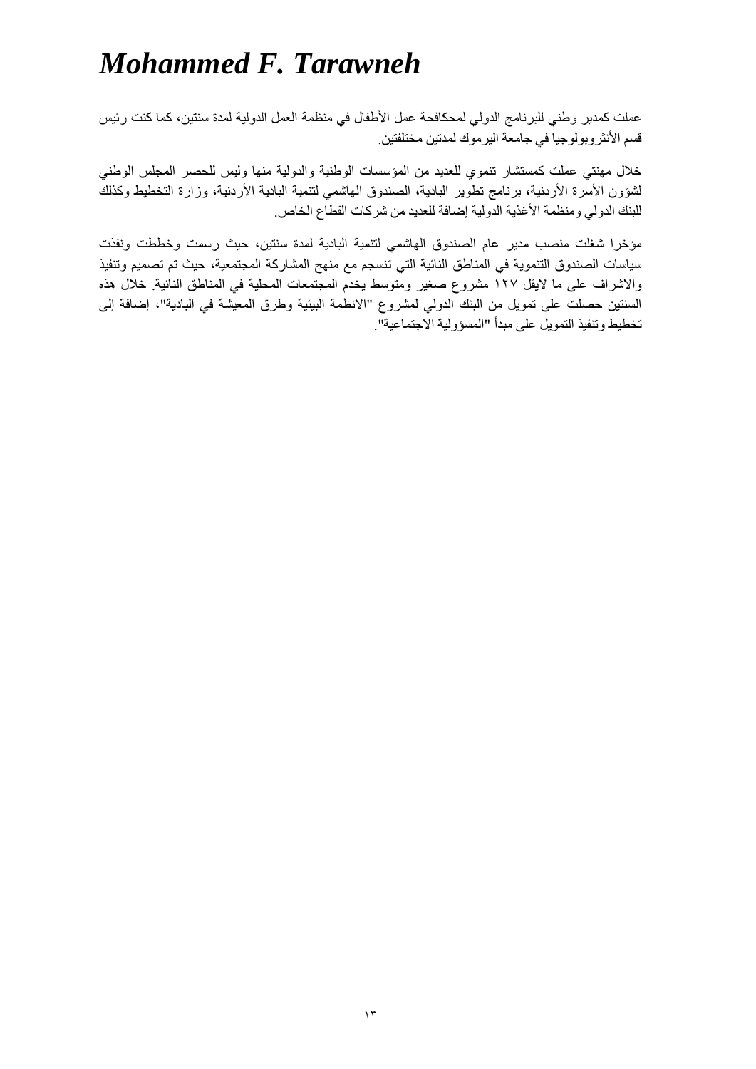# *Mohammed F. Tarawneh*

عملت كمدير وطني للبرنامج الدولي لمحكافحة عمل الأطفال في منظمة العمل الدولية لمدة سنتين، كما كنت رئيس قسم الأنثروبولوجيا في جامعة اليرموك لمدتين مختلفتين.

خلال مهنتي عملت كمستشار تنموي للعديد من المؤسسات الوطنية والدولية منها وليس للحصر المجلس الوطني لشؤون الأسرة الأردنية، برنامج تطوير البادية، الصندوق الهاشمي لتنمية البادية الأردنية، وزارة التخطيط وكذلك للبنك الدولي ومنظمة الأغذية الدولية إضافة للعديد من شركات القطاع الخاص.

مؤخرا شغلت منصب مدير عام الصندوق الهاشمي لتنمية البادية لمدة سنتين، حيث رسمت وخططت ونفذت سياسات الصندوق التنموية في المناطق النائية التي تنسجم مع منهج المشاركة المجتمعية، حيث تم تصميم وتنفيذ والاشراف على ما لايقل ١٢٧ مشروع صغير ومتوسط يخدم المجتمعات المحلية في المناطق النائية. خلال هذه السنتين حصلت على تمويل من البنك الدولي لمشروع "الانظمة البيئية وطرق المعيشة في البادية"، إضافة إلى تخطيط وتنفيذ التمويل على مبدأ "المسؤولية الاجتماعية".